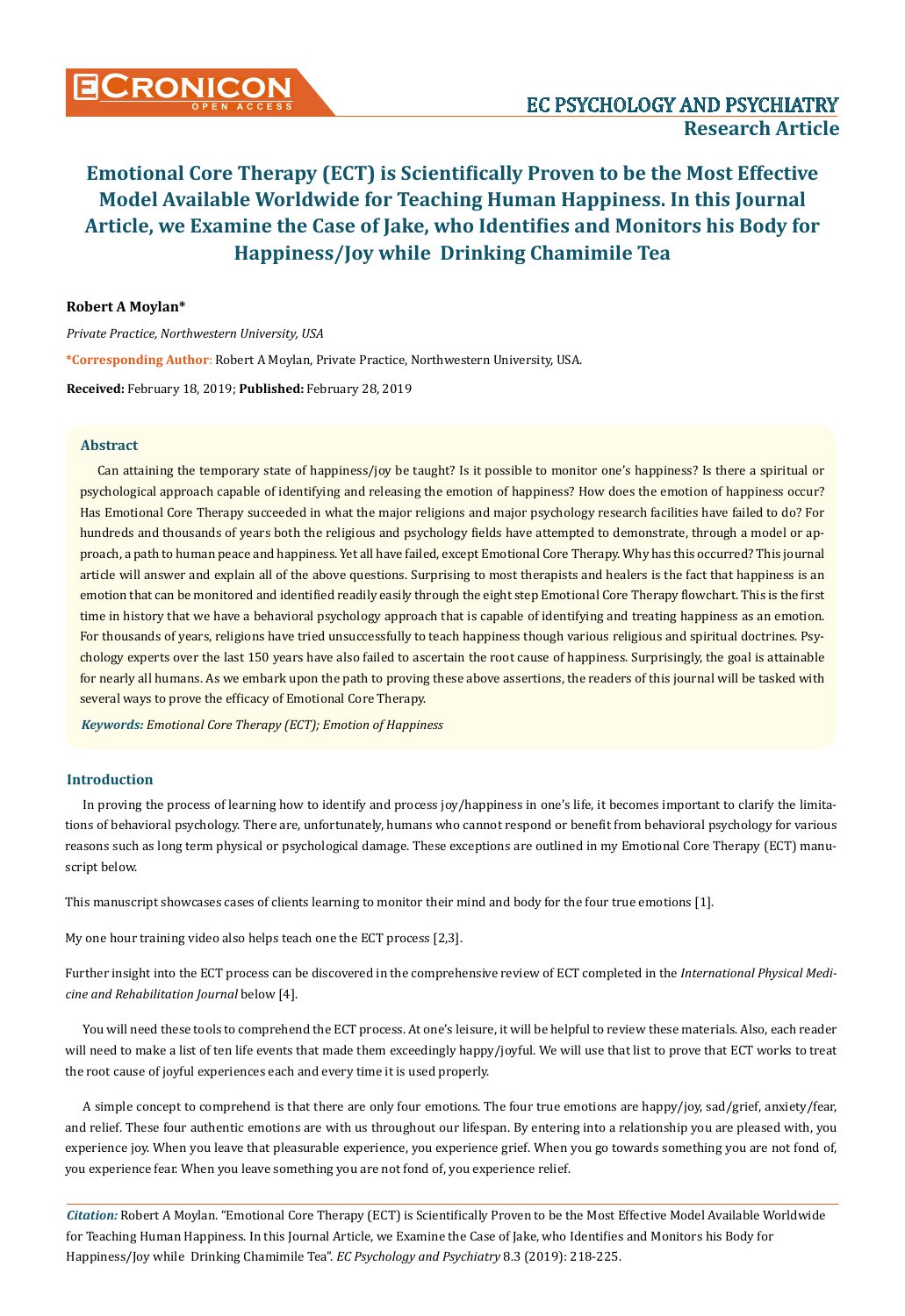# Emotional Core Therapy (ECT) is Scientifically Proven to be the Most Effective Model Available Worldwide for Teaching Human Happiness. In this Journal Article, we Examine the Case of Jake, who Identifies and Monitors his Body for Happiness/Joy while Drinking Chamimile Tea

**Robert A Moylan***

*Private Practice, Northwestern University, USA*

**\*Corresponding Author**: Robert A Moylan, Private Practice, Northwestern University, USA.

**Received:** February 18, 2019; **Published:** February 28, 2019

## Abstract

Can attaining the temporary state of happiness/joy be taught? Is it possible to monitor one's happiness? Is there a spiritual or psychological approach capable of identifying and releasing the emotion of happiness? How does the emotion of happiness occur? Has Emotional Core Therapy succeeded in what the major religions and major psychology research facilities have failed to do? For hundreds and thousands of years both the religious and psychology fields have attempted to demonstrate, through a model or approach, a path to human peace and happiness. Yet all have failed, except Emotional Core Therapy. Why has this occurred? This journal article will answer and explain all of the above questions. Surprising to most therapists and healers is the fact that happiness is an emotion that can be monitored and identified readily easily through the eight step Emotional Core Therapy flowchart. This is the first time in history that we have a behavioral psychology approach that is capable of identifying and treating happiness as an emotion. For thousands of years, religions have tried unsuccessfully to teach happiness though various religious and spiritual doctrines. Psychology experts over the last 150 years have also failed to ascertain the root cause of happiness. Surprisingly, the goal is attainable for nearly all humans. As we embark upon the path to proving these above assertions, the readers of this journal will be tasked with several ways to prove the efficacy of Emotional Core Therapy.

***Keywords:*** *Emotional Core Therapy (ECT); Emotion of Happiness*

## Introduction

In proving the process of learning how to identify and process joy/happiness in one's life, it becomes important to clarify the limitations of behavioral psychology. There are, unfortunately, humans who cannot respond or benefit from behavioral psychology for various reasons such as long term physical or psychological damage. These exceptions are outlined in my Emotional Core Therapy (ECT) manuscript below.

This manuscript showcases cases of clients learning to monitor their mind and body for the four true emotions [1].

My one hour training video also helps teach one the ECT process [2,3].

Further insight into the ECT process can be discovered in the comprehensive review of ECT completed in the *International Physical Medicine and Rehabilitation Journal* below [4].

You will need these tools to comprehend the ECT process. At one's leisure, it will be helpful to review these materials. Also, each reader will need to make a list of ten life events that made them exceedingly happy/joyful. We will use that list to prove that ECT works to treat the root cause of joyful experiences each and every time it is used properly.

A simple concept to comprehend is that there are only four emotions. The four true emotions are happy/joy, sad/grief, anxiety/fear, and relief. These four authentic emotions are with us throughout our lifespan. By entering into a relationship you are pleased with, you experience joy. When you leave that pleasurable experience, you experience grief. When you go towards something you are not fond of, you experience fear. When you leave something you are not fond of, you experience relief.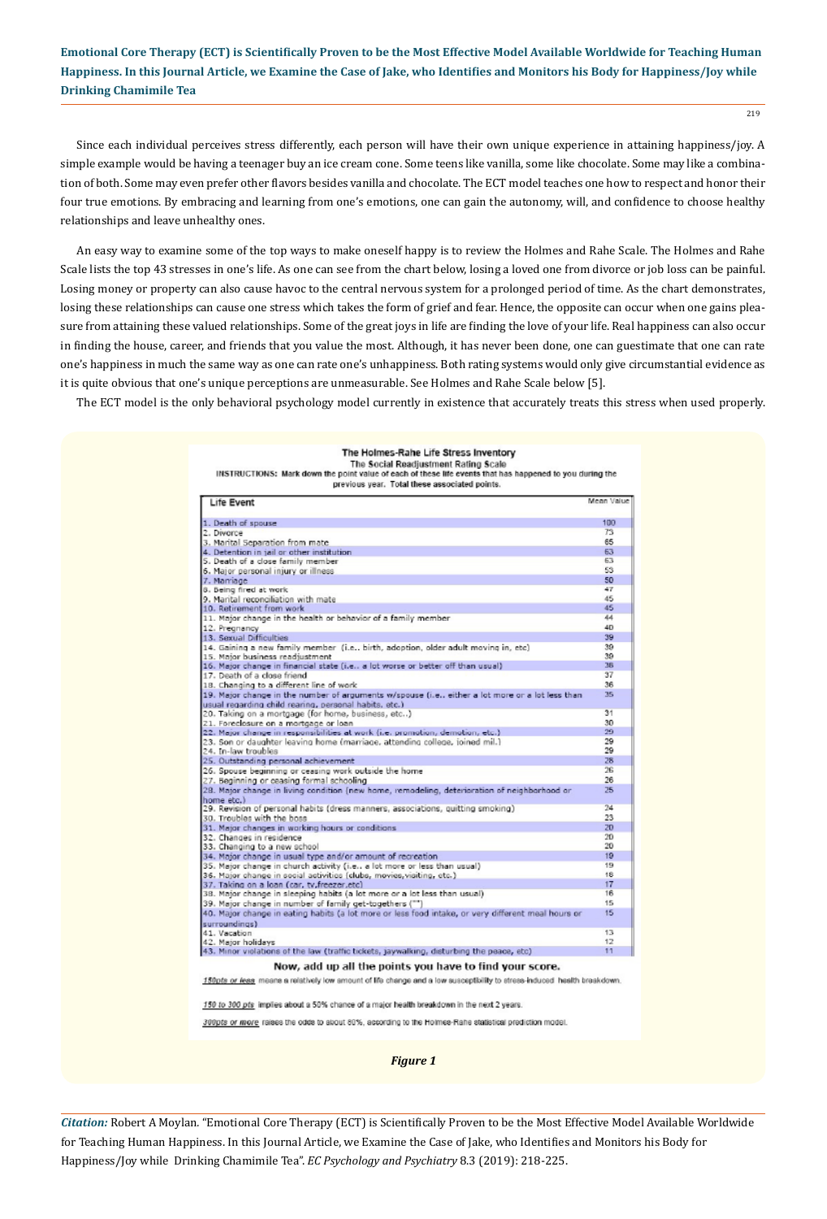Since each individual perceives stress differently, each person will have their own unique experience in attaining happiness/joy. A simple example would be having a teenager buy an ice cream cone. Some teens like vanilla, some like chocolate. Some may like a combination of both. Some may even prefer other flavors besides vanilla and chocolate. The ECT model teaches one how to respect and honor their four true emotions. By embracing and learning from one's emotions, one can gain the autonomy, will, and confidence to choose healthy relationships and leave unhealthy ones.

An easy way to examine some of the top ways to make oneself happy is to review the Holmes and Rahe Scale. The Holmes and Rahe Scale lists the top 43 stresses in one's life. As one can see from the chart below, losing a loved one from divorce or job loss can be painful. Losing money or property can also cause havoc to the central nervous system for a prolonged period of time. As the chart demonstrates, losing these relationships can cause one stress which takes the form of grief and fear. Hence, the opposite can occur when one gains pleasure from attaining these valued relationships. Some of the great joys in life are finding the love of your life. Real happiness can also occur in finding the house, career, and friends that you value the most. Although, it has never been done, one can guestimate that one can rate one's happiness in much the same way as one can rate one's unhappiness. Both rating systems would only give circumstantial evidence as it is quite obvious that one's unique perceptions are unmeasurable. See Holmes and Rahe Scale below [5].

The ECT model is the only behavioral psychology model currently in existence that accurately treats this stress when used properly.

**The Holmes-Rahe Life Stress Inventory**

**The Social Readjustment Rating Scale**

**INSTRUCTIONS: Mark down the point value of each of these life events that has happened to you during the previous year. Total these associated points.**

| Life Event | Mean Value |
|---|---|
| 1. Death of spouse | 100 |
| 2. Divorce | 73 |
| 3. Marital Separation from mate | 65 |
| 4. Detention in jail or other institution | 63 |
| 5. Death of a close family member | 63 |
| 6. Major personal injury or illness | 53 |
| 7. Marriage | 50 |
| 8. Being fired at work | 47 |
| 9. Marital reconciliation with mate | 45 |
| 10. Retirement from work | 45 |
| 11. Major change in the health or behavior of a family member | 44 |
| 12. Pregnancy | 40 |
| 13. Sexual Difficulties | 39 |
| 14. Gaining a new family member (i.e.. birth, adoption, older adult moving in, etc) | 39 |
| 15. Major business readjustment | 39 |
| 16. Major change in financial state (i.e.. a lot worse or better off than usual) | 38 |
| 17. Death of a close friend | 37 |
| 18. Changing to a different line of work | 36 |
| 19. Major change in the number of arguments w/spouse (i.e.. either a lot more or a lot less than usual regarding child rearing, personal habits, etc.) | 35 |
| 20. Taking on a mortgage (for home, business, etc..) | 31 |
| 21. Foreclosure on a mortgage or loan | 30 |
| 22. Major change in responsibilities at work (i.e. promotion, demotion, etc.) | 29 |
| 23. Son or daughter leaving home (marriage, attending college, joined mil.) | 29 |
| 24. In-law troubles | 29 |
| 25. Outstanding personal achievement | 28 |
| 26. Spouse beginning or ceasing work outside the home | 26 |
| 27. Beginning or ceasing formal schooling | 26 |
| 28. Major change in living condition (new home, remodeling, deterioration of neighborhood or home etc.) | 25 |
| 29. Revision of personal habits (dress manners, associations, quitting smoking) | 24 |
| 30. Troubles with the boss | 23 |
| 31. Major changes in working hours or conditions | 20 |
| 32. Changes in residence | 20 |
| 33. Changing to a new school | 20 |
| 34. Major change in usual type and/or amount of recreation | 19 |
| 35. Major change in church activity (i.e.. a lot more or less than usual) | 19 |
| 36. Major change in social activities (clubs, movies, visiting, etc.) | 18 |
| 37. Taking on a loan (car, tv, freezer, etc) | 17 |
| 38. Major change in sleeping habits (a lot more or a lot less than usual) | 16 |
| 39. Major change in number of family get-togethers ("") | 15 |
| 40. Major change in eating habits (a lot more or less food intake, or very different meal hours or surroundings) | 15 |
| 41. Vacation | 13 |
| 42. Major holidays | 12 |
| 43. Minor violations of the law (traffic tickets, jaywalking, disturbing the peace, etc) | 11 |

**Now, add up all the points you have to find your score.**

*150pts or less* means a relatively low amount of life change and a low susceptibility to stress-induced health breakdown.

*150 to 300 pts* implies about a 50% chance of a major health breakdown in the next 2 years.

*300pts or more* raises the odds to about 80%, according to the Holmes-Rahe statistical prediction model.

*Figure 1*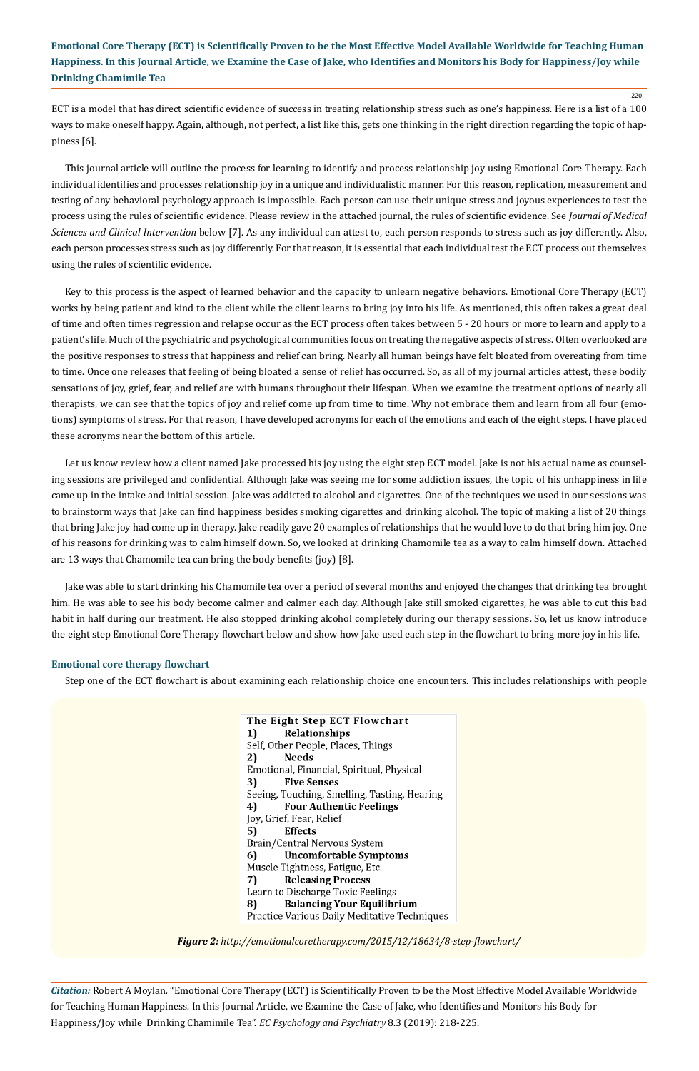ECT is a model that has direct scientific evidence of success in treating relationship stress such as one's happiness. Here is a list of a 100 ways to make oneself happy. Again, although, not perfect, a list like this, gets one thinking in the right direction regarding the topic of happiness [6].

This journal article will outline the process for learning to identify and process relationship joy using Emotional Core Therapy. Each individual identifies and processes relationship joy in a unique and individualistic manner. For this reason, replication, measurement and testing of any behavioral psychology approach is impossible. Each person can use their unique stress and joyous experiences to test the process using the rules of scientific evidence. Please review in the attached journal, the rules of scientific evidence. See *Journal of Medical Sciences and Clinical Intervention* below [7]. As any individual can attest to, each person responds to stress such as joy differently. Also, each person processes stress such as joy differently. For that reason, it is essential that each individual test the ECT process out themselves using the rules of scientific evidence.

Key to this process is the aspect of learned behavior and the capacity to unlearn negative behaviors. Emotional Core Therapy (ECT) works by being patient and kind to the client while the client learns to bring joy into his life. As mentioned, this often takes a great deal of time and often times regression and relapse occur as the ECT process often takes between 5 - 20 hours or more to learn and apply to a patient's life. Much of the psychiatric and psychological communities focus on treating the negative aspects of stress. Often overlooked are the positive responses to stress that happiness and relief can bring. Nearly all human beings have felt bloated from overeating from time to time. Once one releases that feeling of being bloated a sense of relief has occurred. So, as all of my journal articles attest, these bodily sensations of joy, grief, fear, and relief are with humans throughout their lifespan. When we examine the treatment options of nearly all therapists, we can see that the topics of joy and relief come up from time to time. Why not embrace them and learn from all four (emotions) symptoms of stress. For that reason, I have developed acronyms for each of the emotions and each of the eight steps. I have placed these acronyms near the bottom of this article.

Let us know review how a client named Jake processed his joy using the eight step ECT model. Jake is not his actual name as counseling sessions are privileged and confidential. Although Jake was seeing me for some addiction issues, the topic of his unhappiness in life came up in the intake and initial session. Jake was addicted to alcohol and cigarettes. One of the techniques we used in our sessions was to brainstorm ways that Jake can find happiness besides smoking cigarettes and drinking alcohol. The topic of making a list of 20 things that bring Jake joy had come up in therapy. Jake readily gave 20 examples of relationships that he would love to do that bring him joy. One of his reasons for drinking was to calm himself down. So, we looked at drinking Chamomile tea as a way to calm himself down. Attached are 13 ways that Chamomile tea can bring the body benefits (joy) [8].

Jake was able to start drinking his Chamomile tea over a period of several months and enjoyed the changes that drinking tea brought him. He was able to see his body become calmer and calmer each day. Although Jake still smoked cigarettes, he was able to cut this bad habit in half during our treatment. He also stopped drinking alcohol completely during our therapy sessions. So, let us know introduce the eight step Emotional Core Therapy flowchart below and show how Jake used each step in the flowchart to bring more joy in his life.

### Emotional core therapy flowchart

Step one of the ECT flowchart is about examining each relationship choice one encounters. This includes relationships with people

**The Eight Step ECT Flowchart**

1) **Relationships**
Self, Other People, Places, Things

2) **Needs**
Emotional, Financial, Spiritual, Physical

3) **Five Senses**
Seeing, Touching, Smelling, Tasting, Hearing

4) **Four Authentic Feelings**
Joy, Grief, Fear, Relief

5) **Effects**
Brain/Central Nervous System

6) **Uncomfortable Symptoms**
Muscle Tightness, Fatigue, Etc.

7) **Releasing Process**
Learn to Discharge Toxic Feelings

8) **Balancing Your Equilibrium**
Practice Various Daily Meditative Techniques

***Figure 2:*** *http://emotionalcoretherapy.com/2015/12/18634/8-step-flowchart/*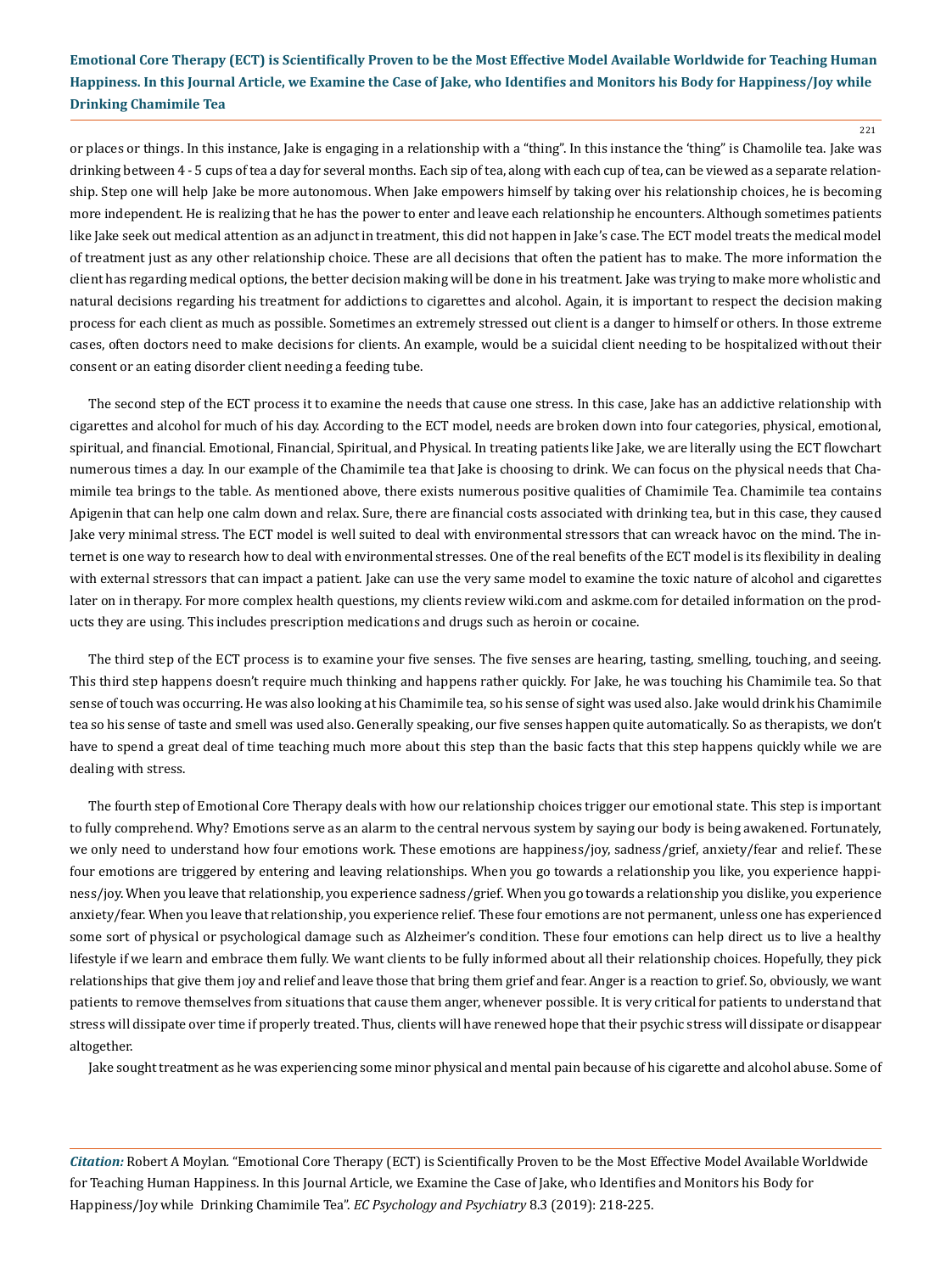or places or things. In this instance, Jake is engaging in a relationship with a "thing". In this instance the 'thing' is Chamolile tea. Jake was drinking between 4 - 5 cups of tea a day for several months. Each sip of tea, along with each cup of tea, can be viewed as a separate relationship. Step one will help Jake be more autonomous. When Jake empowers himself by taking over his relationship choices, he is becoming more independent. He is realizing that he has the power to enter and leave each relationship he encounters. Although sometimes patients like Jake seek out medical attention as an adjunct in treatment, this did not happen in Jake's case. The ECT model treats the medical model of treatment just as any other relationship choice. These are all decisions that often the patient has to make. The more information the client has regarding medical options, the better decision making will be done in his treatment. Jake was trying to make more wholistic and natural decisions regarding his treatment for addictions to cigarettes and alcohol. Again, it is important to respect the decision making process for each client as much as possible. Sometimes an extremely stressed out client is a danger to himself or others. In those extreme cases, often doctors need to make decisions for clients. An example, would be a suicidal client needing to be hospitalized without their consent or an eating disorder client needing a feeding tube.

The second step of the ECT process it to examine the needs that cause one stress. In this case, Jake has an addictive relationship with cigarettes and alcohol for much of his day. According to the ECT model, needs are broken down into four categories, physical, emotional, spiritual, and financial. Emotional, Financial, Spiritual, and Physical. In treating patients like Jake, we are literally using the ECT flowchart numerous times a day. In our example of the Chamimile tea that Jake is choosing to drink. We can focus on the physical needs that Chamimile tea brings to the table. As mentioned above, there exists numerous positive qualities of Chamimile Tea. Chamimile tea contains Apigenin that can help one calm down and relax. Sure, there are financial costs associated with drinking tea, but in this case, they caused Jake very minimal stress. The ECT model is well suited to deal with environmental stressors that can wreack havoc on the mind. The internet is one way to research how to deal with environmental stresses. One of the real benefits of the ECT model is its flexibility in dealing with external stressors that can impact a patient. Jake can use the very same model to examine the toxic nature of alcohol and cigarettes later on in therapy. For more complex health questions, my clients review wiki.com and askme.com for detailed information on the products they are using. This includes prescription medications and drugs such as heroin or cocaine.

The third step of the ECT process is to examine your five senses. The five senses are hearing, tasting, smelling, touching, and seeing. This third step happens doesn't require much thinking and happens rather quickly. For Jake, he was touching his Chamimile tea. So that sense of touch was occurring. He was also looking at his Chamimile tea, so his sense of sight was used also. Jake would drink his Chamimile tea so his sense of taste and smell was used also. Generally speaking, our five senses happen quite automatically. So as therapists, we don't have to spend a great deal of time teaching much more about this step than the basic facts that this step happens quickly while we are dealing with stress.

The fourth step of Emotional Core Therapy deals with how our relationship choices trigger our emotional state. This step is important to fully comprehend. Why? Emotions serve as an alarm to the central nervous system by saying our body is being awakened. Fortunately, we only need to understand how four emotions work. These emotions are happiness/joy, sadness/grief, anxiety/fear and relief. These four emotions are triggered by entering and leaving relationships. When you go towards a relationship you like, you experience happiness/joy. When you leave that relationship, you experience sadness/grief. When you go towards a relationship you dislike, you experience anxiety/fear. When you leave that relationship, you experience relief. These four emotions are not permanent, unless one has experienced some sort of physical or psychological damage such as Alzheimer's condition. These four emotions can help direct us to live a healthy lifestyle if we learn and embrace them fully. We want clients to be fully informed about all their relationship choices. Hopefully, they pick relationships that give them joy and relief and leave those that bring them grief and fear. Anger is a reaction to grief. So, obviously, we want patients to remove themselves from situations that cause them anger, whenever possible. It is very critical for patients to understand that stress will dissipate over time if properly treated. Thus, clients will have renewed hope that their psychic stress will dissipate or disappear altogether.

Jake sought treatment as he was experiencing some minor physical and mental pain because of his cigarette and alcohol abuse. Some of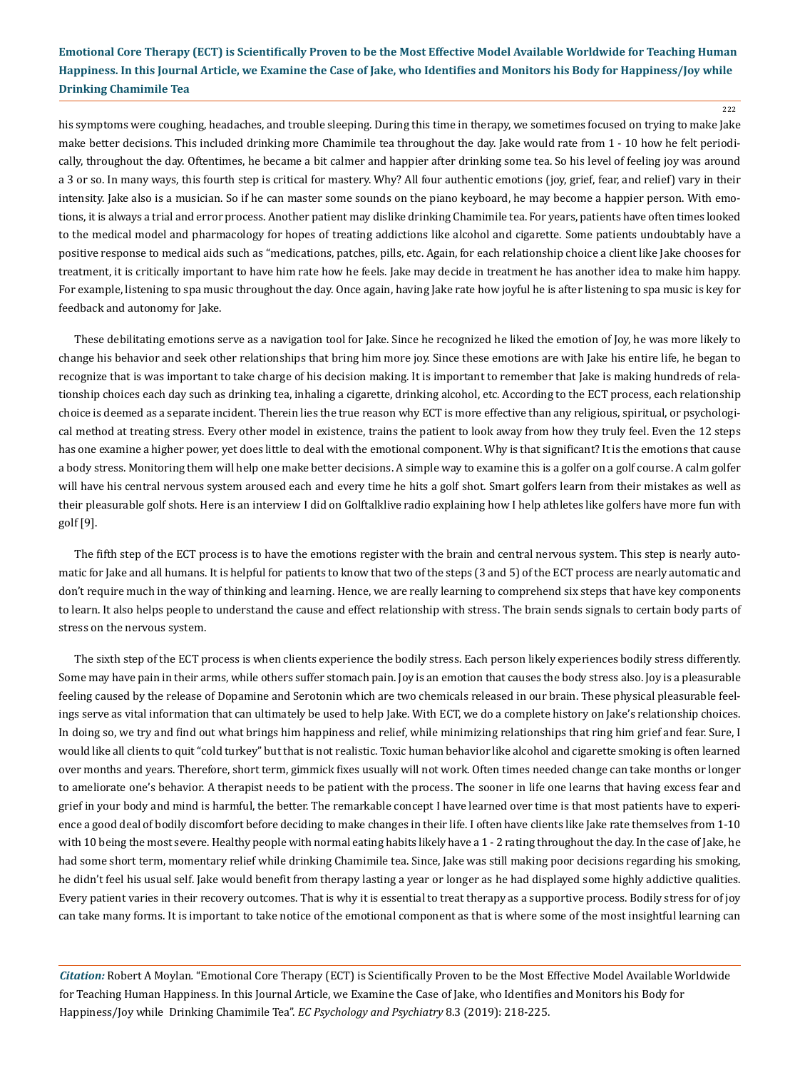his symptoms were coughing, headaches, and trouble sleeping. During this time in therapy, we sometimes focused on trying to make Jake make better decisions. This included drinking more Chamimile tea throughout the day. Jake would rate from 1 - 10 how he felt periodically, throughout the day. Oftentimes, he became a bit calmer and happier after drinking some tea. So his level of feeling joy was around a 3 or so. In many ways, this fourth step is critical for mastery. Why? All four authentic emotions (joy, grief, fear, and relief) vary in their intensity. Jake also is a musician. So if he can master some sounds on the piano keyboard, he may become a happier person. With emotions, it is always a trial and error process. Another patient may dislike drinking Chamimile tea. For years, patients have often times looked to the medical model and pharmacology for hopes of treating addictions like alcohol and cigarette. Some patients undoubtably have a positive response to medical aids such as "medications, patches, pills, etc. Again, for each relationship choice a client like Jake chooses for treatment, it is critically important to have him rate how he feels. Jake may decide in treatment he has another idea to make him happy. For example, listening to spa music throughout the day. Once again, having Jake rate how joyful he is after listening to spa music is key for feedback and autonomy for Jake.

These debilitating emotions serve as a navigation tool for Jake. Since he recognized he liked the emotion of Joy, he was more likely to change his behavior and seek other relationships that bring him more joy. Since these emotions are with Jake his entire life, he began to recognize that is was important to take charge of his decision making. It is important to remember that Jake is making hundreds of relationship choices each day such as drinking tea, inhaling a cigarette, drinking alcohol, etc. According to the ECT process, each relationship choice is deemed as a separate incident. Therein lies the true reason why ECT is more effective than any religious, spiritual, or psychological method at treating stress. Every other model in existence, trains the patient to look away from how they truly feel. Even the 12 steps has one examine a higher power, yet does little to deal with the emotional component. Why is that significant? It is the emotions that cause a body stress. Monitoring them will help one make better decisions. A simple way to examine this is a golfer on a golf course. A calm golfer will have his central nervous system aroused each and every time he hits a golf shot. Smart golfers learn from their mistakes as well as their pleasurable golf shots. Here is an interview I did on Golftalklive radio explaining how I help athletes like golfers have more fun with golf [9].

The fifth step of the ECT process is to have the emotions register with the brain and central nervous system. This step is nearly automatic for Jake and all humans. It is helpful for patients to know that two of the steps (3 and 5) of the ECT process are nearly automatic and don't require much in the way of thinking and learning. Hence, we are really learning to comprehend six steps that have key components to learn. It also helps people to understand the cause and effect relationship with stress. The brain sends signals to certain body parts of stress on the nervous system.

The sixth step of the ECT process is when clients experience the bodily stress. Each person likely experiences bodily stress differently. Some may have pain in their arms, while others suffer stomach pain. Joy is an emotion that causes the body stress also. Joy is a pleasurable feeling caused by the release of Dopamine and Serotonin which are two chemicals released in our brain. These physical pleasurable feelings serve as vital information that can ultimately be used to help Jake. With ECT, we do a complete history on Jake's relationship choices. In doing so, we try and find out what brings him happiness and relief, while minimizing relationships that ring him grief and fear. Sure, I would like all clients to quit "cold turkey" but that is not realistic. Toxic human behavior like alcohol and cigarette smoking is often learned over months and years. Therefore, short term, gimmick fixes usually will not work. Often times needed change can take months or longer to ameliorate one's behavior. A therapist needs to be patient with the process. The sooner in life one learns that having excess fear and grief in your body and mind is harmful, the better. The remarkable concept I have learned over time is that most patients have to experience a good deal of bodily discomfort before deciding to make changes in their life. I often have clients like Jake rate themselves from 1-10 with 10 being the most severe. Healthy people with normal eating habits likely have a 1 - 2 rating throughout the day. In the case of Jake, he had some short term, momentary relief while drinking Chamimile tea. Since, Jake was still making poor decisions regarding his smoking, he didn't feel his usual self. Jake would benefit from therapy lasting a year or longer as he had displayed some highly addictive qualities. Every patient varies in their recovery outcomes. That is why it is essential to treat therapy as a supportive process. Bodily stress for of joy can take many forms. It is important to take notice of the emotional component as that is where some of the most insightful learning can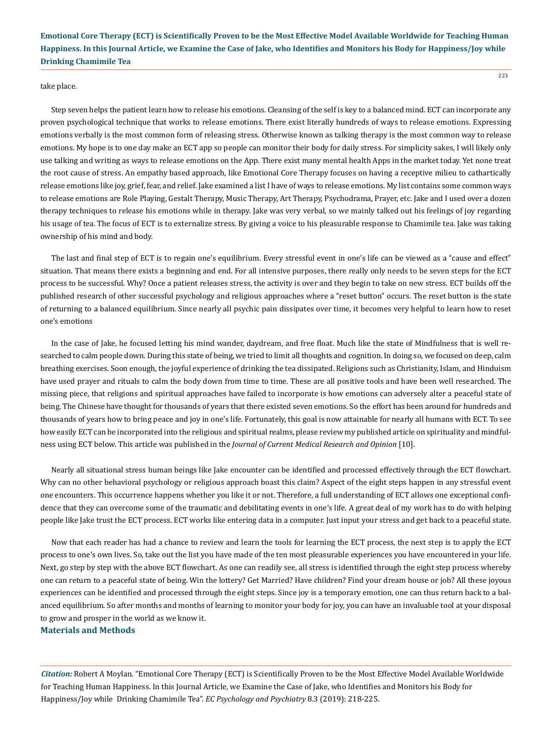take place.

Step seven helps the patient learn how to release his emotions. Cleansing of the self is key to a balanced mind. ECT can incorporate any proven psychological technique that works to release emotions. There exist literally hundreds of ways to release emotions. Expressing emotions verbally is the most common form of releasing stress. Otherwise known as talking therapy is the most common way to release emotions. My hope is to one day make an ECT app so people can monitor their body for daily stress. For simplicity sakes, I will likely only use talking and writing as ways to release emotions on the App. There exist many mental health Apps in the market today. Yet none treat the root cause of stress. An empathy based approach, like Emotional Core Therapy focuses on having a receptive milieu to cathartically release emotions like joy, grief, fear, and relief. Jake examined a list I have of ways to release emotions. My list contains some common ways to release emotions are Role Playing, Gestalt Therapy, Music Therapy, Art Therapy, Psychodrama, Prayer, etc. Jake and I used over a dozen therapy techniques to release his emotions while in therapy. Jake was very verbal, so we mainly talked out his feelings of joy regarding his usage of tea. The focus of ECT is to externalize stress. By giving a voice to his pleasurable response to Chamimile tea. Jake was taking ownership of his mind and body.

The last and final step of ECT is to regain one's equilibrium. Every stressful event in one's life can be viewed as a "cause and effect" situation. That means there exists a beginning and end. For all intensive purposes, there really only needs to be seven steps for the ECT process to be successful. Why? Once a patient releases stress, the activity is over and they begin to take on new stress. ECT builds off the published research of other successful psychology and religious approaches where a "reset button" occurs. The reset button is the state of returning to a balanced equilibrium. Since nearly all psychic pain dissipates over time, it becomes very helpful to learn how to reset one's emotions

In the case of Jake, he focused letting his mind wander, daydream, and free float. Much like the state of Mindfulness that is well researched to calm people down. During this state of being, we tried to limit all thoughts and cognition. In doing so, we focused on deep, calm breathing exercises. Soon enough, the joyful experience of drinking the tea dissipated. Religions such as Christianity, Islam, and Hinduism have used prayer and rituals to calm the body down from time to time. These are all positive tools and have been well researched. The missing piece, that religions and spiritual approaches have failed to incorporate is how emotions can adversely alter a peaceful state of being. The Chinese have thought for thousands of years that there existed seven emotions. So the effort has been around for hundreds and thousands of years how to bring peace and joy in one's life. Fortunately, this goal is now attainable for nearly all humans with ECT. To see how easily ECT can be incorporated into the religious and spiritual realms, please review my published article on spirituality and mindfulness using ECT below. This article was published in the *Journal of Current Medical Research and Opinion* [10].

Nearly all situational stress human beings like Jake encounter can be identified and processed effectively through the ECT flowchart. Why can no other behavioral psychology or religious approach boast this claim? Aspect of the eight steps happen in any stressful event one encounters. This occurrence happens whether you like it or not. Therefore, a full understanding of ECT allows one exceptional confidence that they can overcome some of the traumatic and debilitating events in one's life. A great deal of my work has to do with helping people like Jake trust the ECT process. ECT works like entering data in a computer. Just input your stress and get back to a peaceful state.

Now that each reader has had a chance to review and learn the tools for learning the ECT process, the next step is to apply the ECT process to one's own lives. So, take out the list you have made of the ten most pleasurable experiences you have encountered in your life. Next, go step by step with the above ECT flowchart. As one can readily see, all stress is identified through the eight step process whereby one can return to a peaceful state of being. Win the lottery? Get Married? Have children? Find your dream house or job? All these joyous experiences can be identified and processed through the eight steps. Since joy is a temporary emotion, one can thus return back to a balanced equilibrium. So after months and months of learning to monitor your body for joy, you can have an invaluable tool at your disposal to grow and prosper in the world as we know it.

## Materials and Methods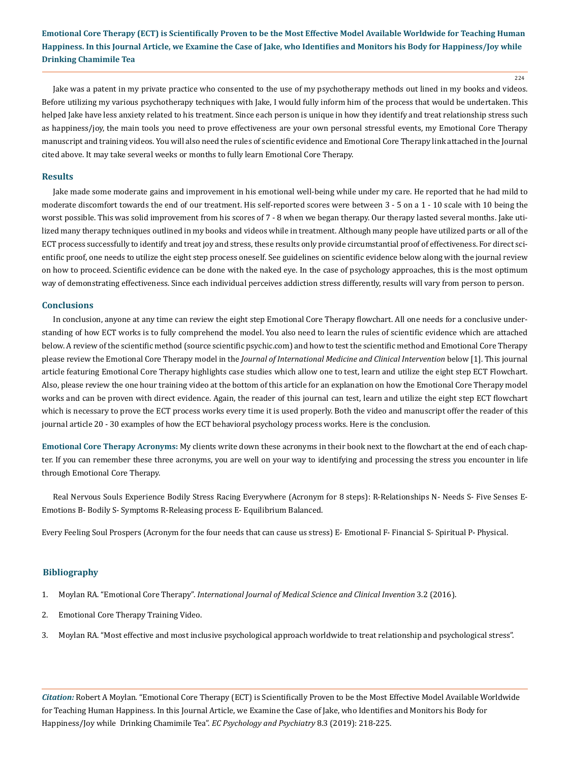Jake was a patent in my private practice who consented to the use of my psychotherapy methods out lined in my books and videos. Before utilizing my various psychotherapy techniques with Jake, I would fully inform him of the process that would be undertaken. This helped Jake have less anxiety related to his treatment. Since each person is unique in how they identify and treat relationship stress such as happiness/joy, the main tools you need to prove effectiveness are your own personal stressful events, my Emotional Core Therapy manuscript and training videos. You will also need the rules of scientific evidence and Emotional Core Therapy link attached in the Journal cited above. It may take several weeks or months to fully learn Emotional Core Therapy.

## Results

Jake made some moderate gains and improvement in his emotional well-being while under my care. He reported that he had mild to moderate discomfort towards the end of our treatment. His self-reported scores were between 3 - 5 on a 1 - 10 scale with 10 being the worst possible. This was solid improvement from his scores of 7 - 8 when we began therapy. Our therapy lasted several months. Jake utilized many therapy techniques outlined in my books and videos while in treatment. Although many people have utilized parts or all of the ECT process successfully to identify and treat joy and stress, these results only provide circumstantial proof of effectiveness. For direct scientific proof, one needs to utilize the eight step process oneself. See guidelines on scientific evidence below along with the journal review on how to proceed. Scientific evidence can be done with the naked eye. In the case of psychology approaches, this is the most optimum way of demonstrating effectiveness. Since each individual perceives addiction stress differently, results will vary from person to person.

## Conclusions

In conclusion, anyone at any time can review the eight step Emotional Core Therapy flowchart. All one needs for a conclusive understanding of how ECT works is to fully comprehend the model. You also need to learn the rules of scientific evidence which are attached below. A review of the scientific method (source scientific psychic.com) and how to test the scientific method and Emotional Core Therapy please review the Emotional Core Therapy model in the *Journal of International Medicine and Clinical Intervention* below [1]. This journal article featuring Emotional Core Therapy highlights case studies which allow one to test, learn and utilize the eight step ECT Flowchart. Also, please review the one hour training video at the bottom of this article for an explanation on how the Emotional Core Therapy model works and can be proven with direct evidence. Again, the reader of this journal can test, learn and utilize the eight step ECT flowchart which is necessary to prove the ECT process works every time it is used properly. Both the video and manuscript offer the reader of this journal article 20 - 30 examples of how the ECT behavioral psychology process works. Here is the conclusion.

**Emotional Core Therapy Acronyms:** My clients write down these acronyms in their book next to the flowchart at the end of each chapter. If you can remember these three acronyms, you are well on your way to identifying and processing the stress you encounter in life through Emotional Core Therapy.

Real Nervous Souls Experience Bodily Stress Racing Everywhere (Acronym for 8 steps): R-Relationships N- Needs S- Five Senses E-Emotions B- Bodily S- Symptoms R-Releasing process E- Equilibrium Balanced.

Every Feeling Soul Prospers (Acronym for the four needs that can cause us stress) E- Emotional F- Financial S- Spiritual P- Physical.

## Bibliography

1. Moylan RA. "Emotional Core Therapy". *International Journal of Medical Science and Clinical Invention* 3.2 (2016).
2. Emotional Core Therapy Training Video.
3. Moylan RA. "Most effective and most inclusive psychological approach worldwide to treat relationship and psychological stress".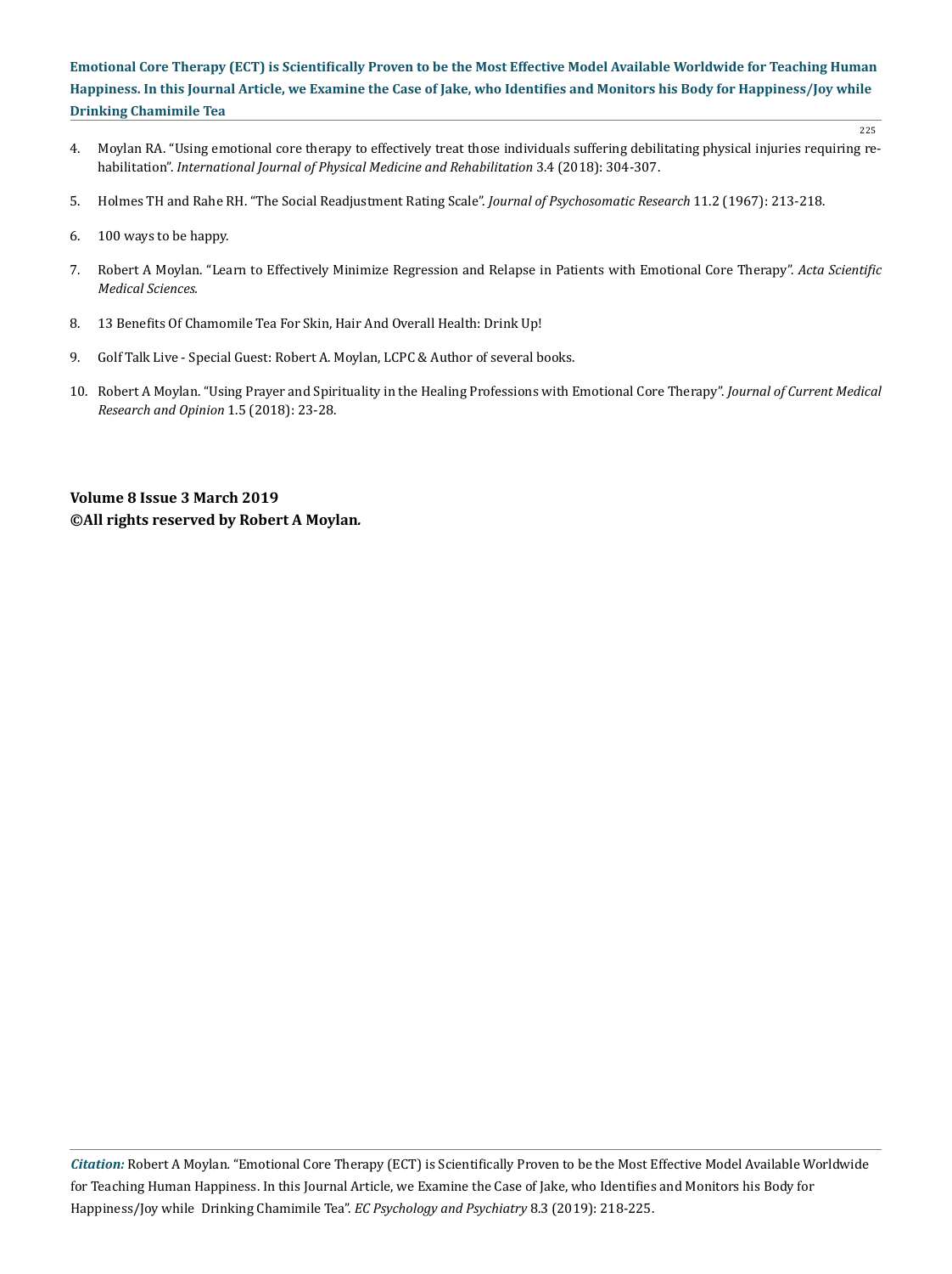4. Moylan RA. "Using emotional core therapy to effectively treat those individuals suffering debilitating physical injuries requiring rehabilitation". *International Journal of Physical Medicine and Rehabilitation* 3.4 (2018): 304-307.

5. Holmes TH and Rahe RH. "The Social Readjustment Rating Scale". *Journal of Psychosomatic Research* 11.2 (1967): 213-218.

6. 100 ways to be happy.

7. Robert A Moylan. "Learn to Effectively Minimize Regression and Relapse in Patients with Emotional Core Therapy". *Acta Scientific Medical Sciences.*

8. 13 Benefits Of Chamomile Tea For Skin, Hair And Overall Health: Drink Up!

9. Golf Talk Live - Special Guest: Robert A. Moylan, LCPC & Author of several books.

10. Robert A Moylan. "Using Prayer and Spirituality in the Healing Professions with Emotional Core Therapy". *Journal of Current Medical Research and Opinion* 1.5 (2018): 23-28.

**Volume 8 Issue 3 March 2019**
**©All rights reserved by Robert A Moylan.**